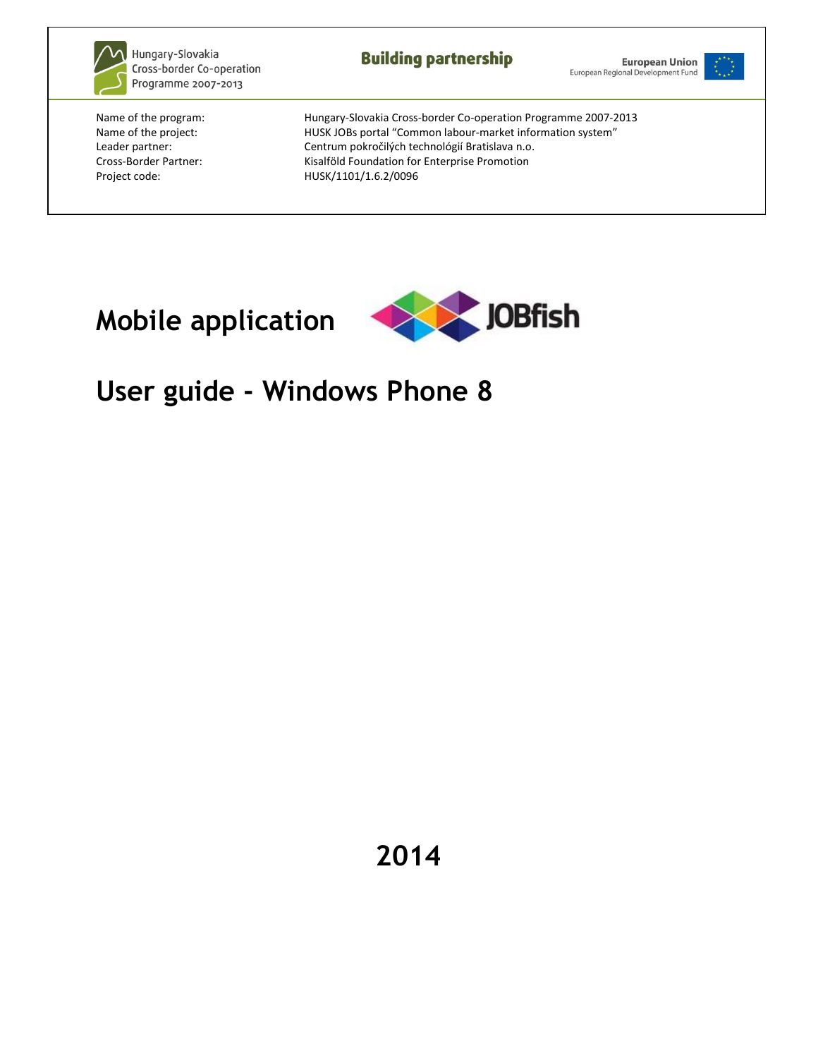Hungary-Slovakia Cross-border Co-operation Programme 2007-2013

**Building partnership**

European Union
European Regional Development Fund

| | |
|---|---|
| Name of the program: | Hungary-Slovakia Cross-border Co-operation Programme 2007-2013 |
| Name of the project: | HUSK JOBs portal "Common labour-market information system" |
| Leader partner: | Centrum pokročilých technológií Bratislava n.o. |
| Cross-Border Partner: | Kisalföld Foundation for Enterprise Promotion |
| Project code: | HUSK/1101/1.6.2/0096 |

# Mobile application JOBfish

# User guide - Windows Phone 8

**2014**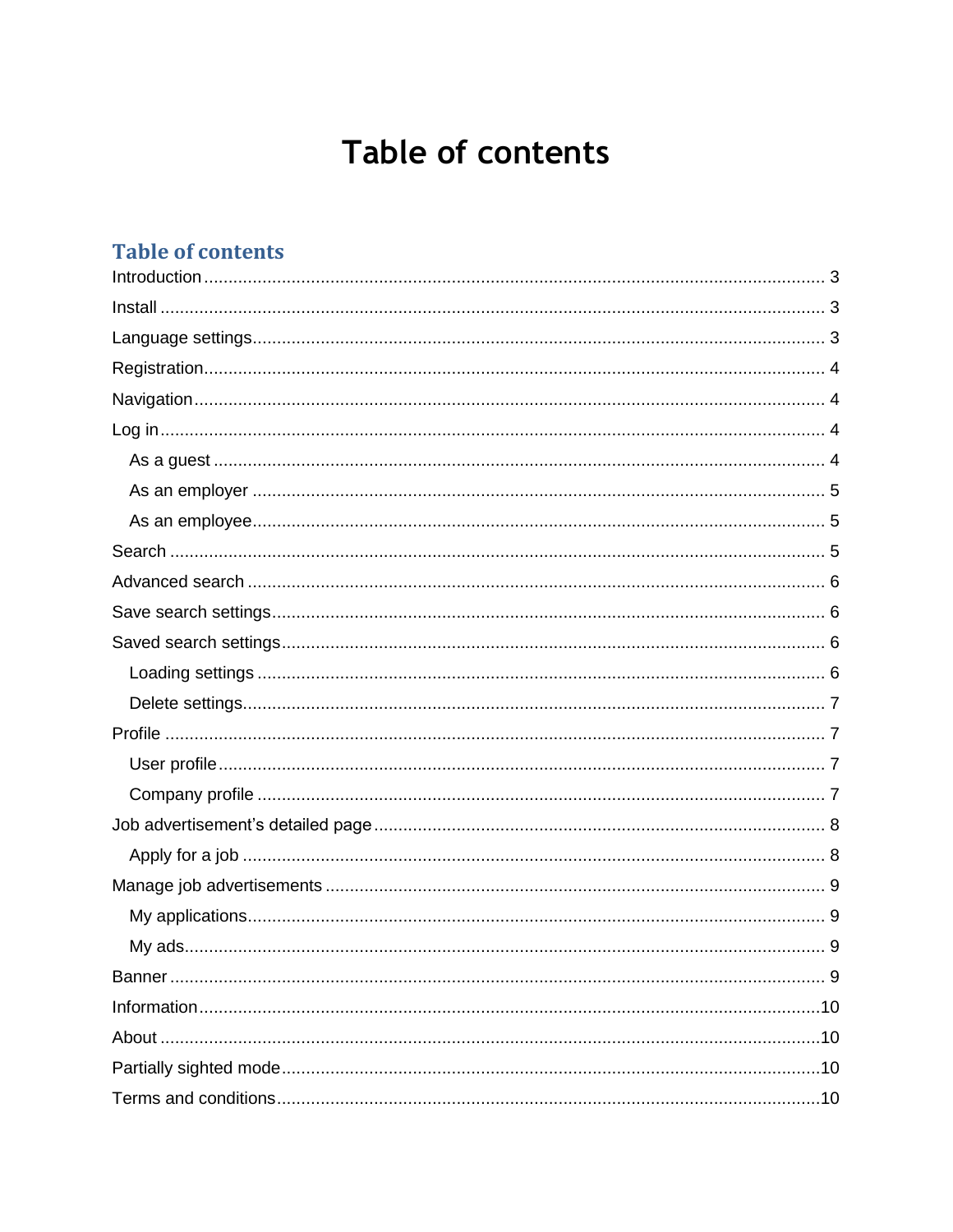# Table of contents

## Table of contents

- Introduction ... 3
- Install ... 3
- Language settings ... 3
- Registration ... 4
- Navigation ... 4
- Log in ... 4
  - As a guest ... 4
  - As an employer ... 5
  - As an employee ... 5
- Search ... 5
- Advanced search ... 6
- Save search settings ... 6
- Saved search settings ... 6
  - Loading settings ... 6
  - Delete settings ... 7
- Profile ... 7
  - User profile ... 7
  - Company profile ... 7
- Job advertisement's detailed page ... 8
  - Apply for a job ... 8
- Manage job advertisements ... 9
  - My applications ... 9
  - My ads ... 9
- Banner ... 9
- Information ... 10
- About ... 10
- Partially sighted mode ... 10
- Terms and conditions ... 10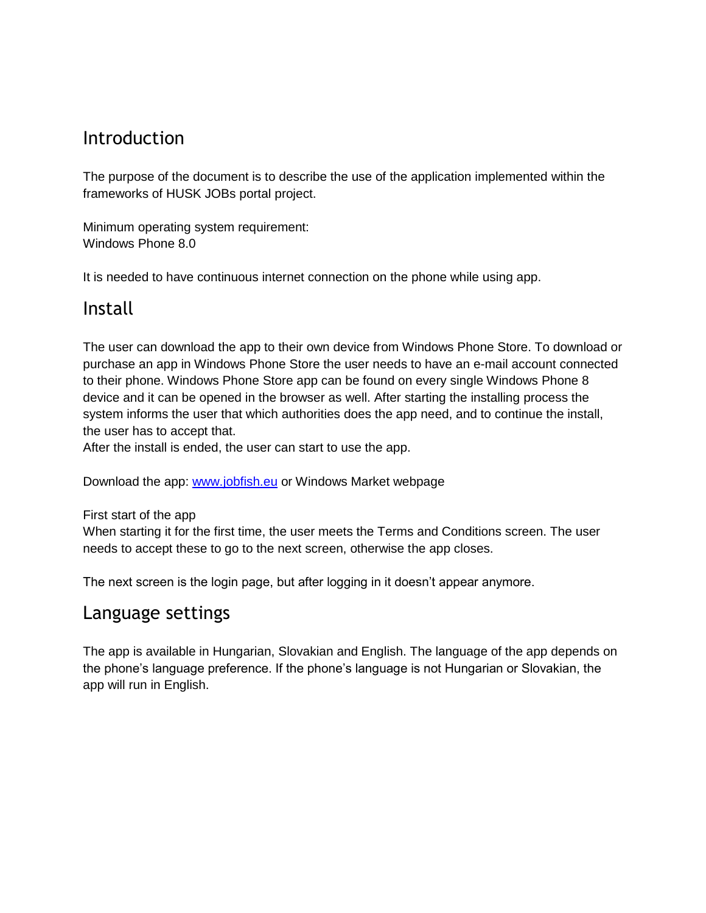## Introduction

The purpose of the document is to describe the use of the application implemented within the frameworks of HUSK JOBs portal project.

Minimum operating system requirement:
Windows Phone 8.0

It is needed to have continuous internet connection on the phone while using app.

## Install

The user can download the app to their own device from Windows Phone Store. To download or purchase an app in Windows Phone Store the user needs to have an e-mail account connected to their phone. Windows Phone Store app can be found on every single Windows Phone 8 device and it can be opened in the browser as well. After starting the installing process the system informs the user that which authorities does the app need, and to continue the install, the user has to accept that.
After the install is ended, the user can start to use the app.

Download the app: [www.jobfish.eu](http://www.jobfish.eu) or Windows Market webpage

First start of the app
When starting it for the first time, the user meets the Terms and Conditions screen. The user needs to accept these to go to the next screen, otherwise the app closes.

The next screen is the login page, but after logging in it doesn't appear anymore.

## Language settings

The app is available in Hungarian, Slovakian and English. The language of the app depends on the phone's language preference. If the phone's language is not Hungarian or Slovakian, the app will run in English.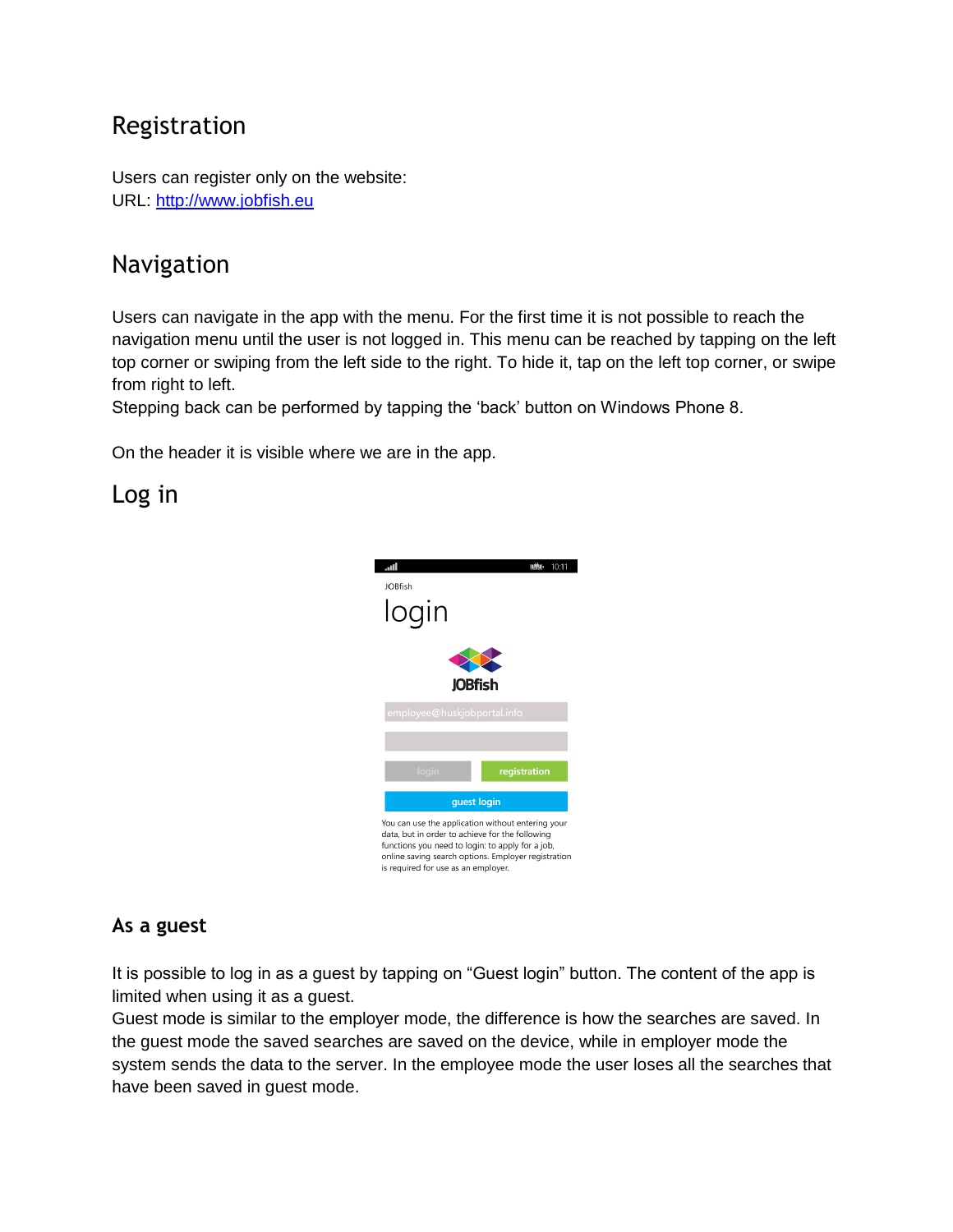## Registration

Users can register only on the website:
URL: [http://www.jobfish.eu](http://www.jobfish.eu)

## Navigation

Users can navigate in the app with the menu. For the first time it is not possible to reach the navigation menu until the user is not logged in. This menu can be reached by tapping on the left top corner or swiping from the left side to the right. To hide it, tap on the left top corner, or swipe from right to left.
Stepping back can be performed by tapping the 'back' button on Windows Phone 8.

On the header it is visible where we are in the app.

## Log in

### As a guest

It is possible to log in as a guest by tapping on "Guest login" button. The content of the app is limited when using it as a guest.
Guest mode is similar to the employer mode, the difference is how the searches are saved. In the guest mode the saved searches are saved on the device, while in employer mode the system sends the data to the server. In the employee mode the user loses all the searches that have been saved in guest mode.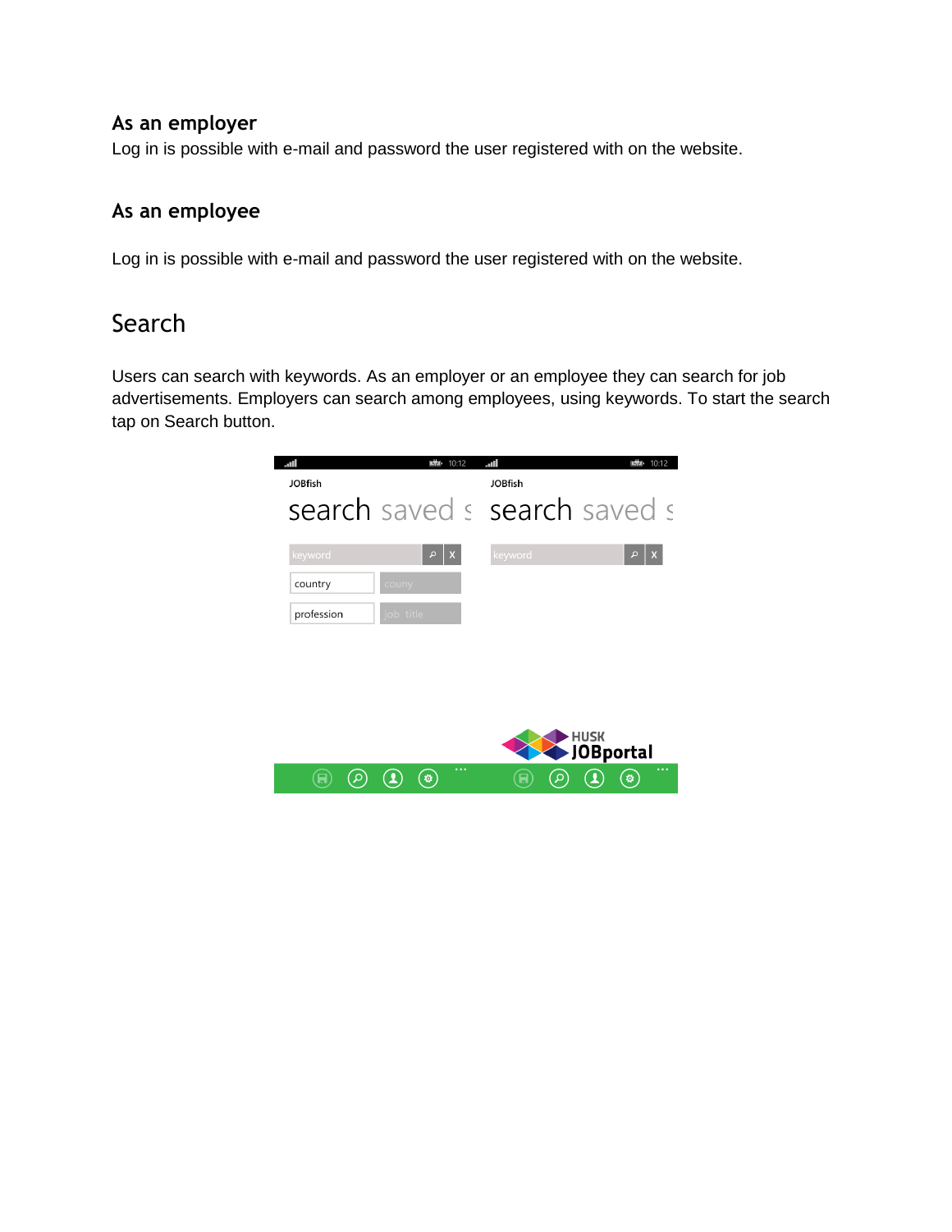### As an employer

Log in is possible with e-mail and password the user registered with on the website.

### As an employee

Log in is possible with e-mail and password the user registered with on the website.

## Search

Users can search with keywords. As an employer or an employee they can search for job advertisements. Employers can search among employees, using keywords. To start the search tap on Search button.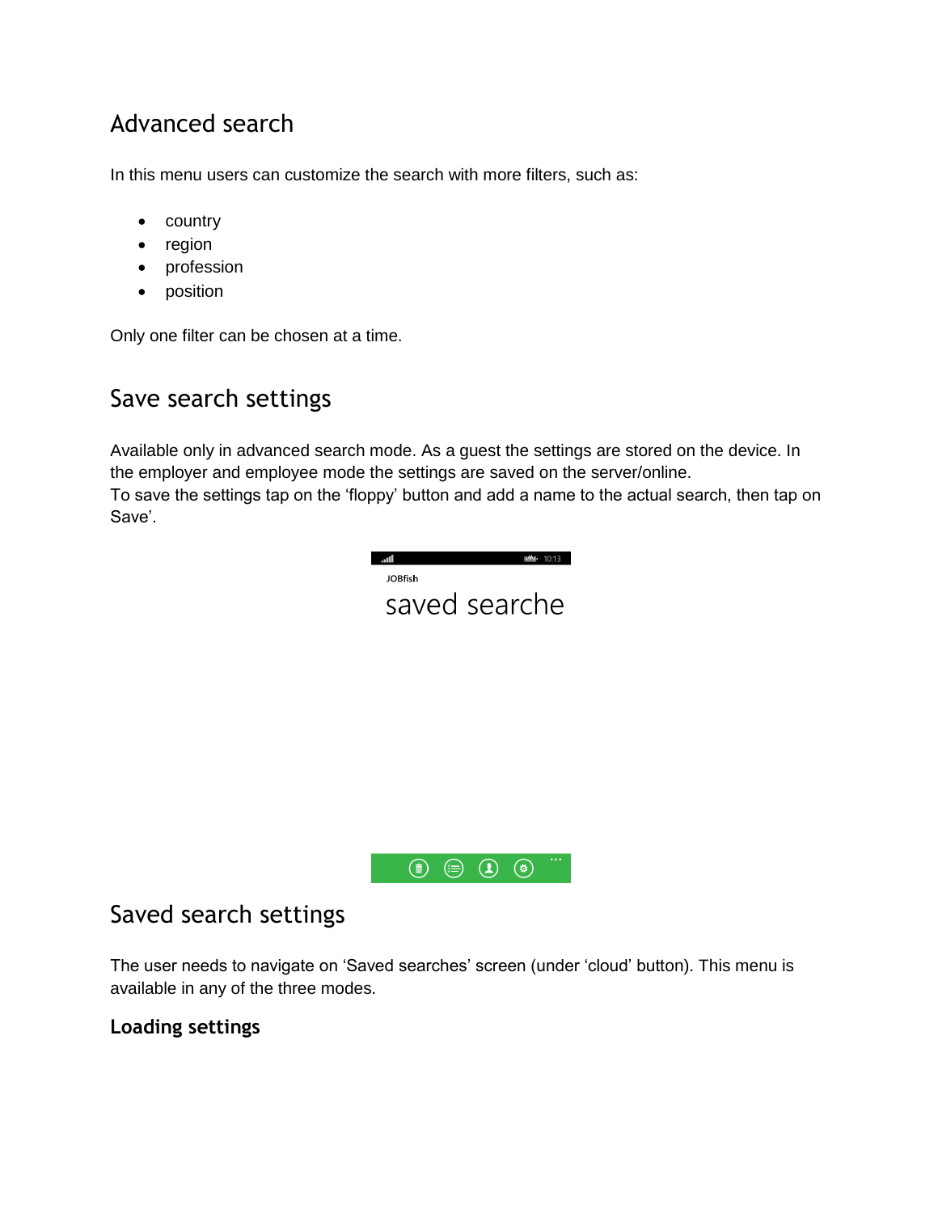## Advanced search

In this menu users can customize the search with more filters, such as:

- country
- region
- profession
- position

Only one filter can be chosen at a time.

## Save search settings

Available only in advanced search mode. As a guest the settings are stored on the device. In the employer and employee mode the settings are saved on the server/online.
To save the settings tap on the 'floppy' button and add a name to the actual search, then tap on Save'.

## Saved search settings

The user needs to navigate on 'Saved searches' screen (under 'cloud' button). This menu is available in any of the three modes.

### Loading settings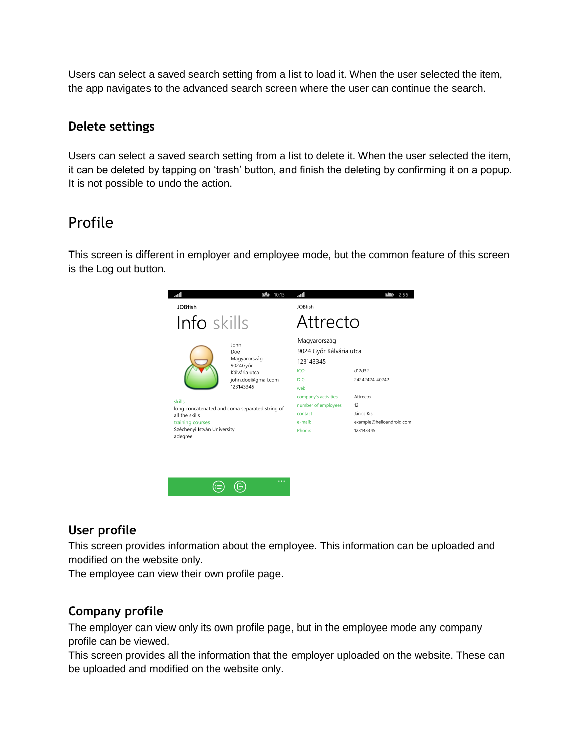Users can select a saved search setting from a list to load it. When the user selected the item, the app navigates to the advanced search screen where the user can continue the search.

### Delete settings

Users can select a saved search setting from a list to delete it. When the user selected the item, it can be deleted by tapping on 'trash' button, and finish the deleting by confirming it on a popup. It is not possible to undo the action.

## Profile

This screen is different in employer and employee mode, but the common feature of this screen is the Log out button.

### User profile

This screen provides information about the employee. This information can be uploaded and modified on the website only.
The employee can view their own profile page.

### Company profile

The employer can view only its own profile page, but in the employee mode any company profile can be viewed.
This screen provides all the information that the employer uploaded on the website. These can be uploaded and modified on the website only.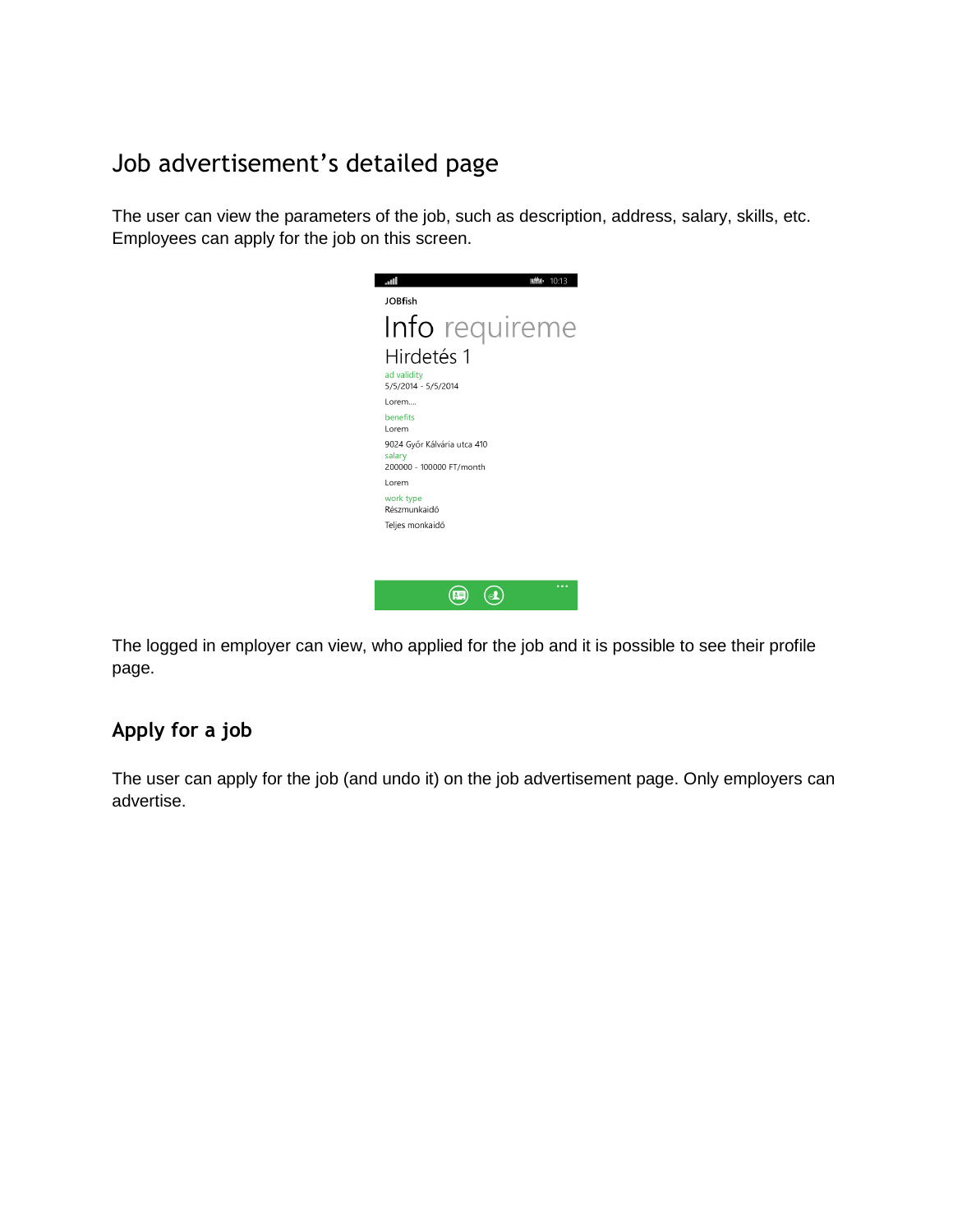## Job advertisement's detailed page

The user can view the parameters of the job, such as description, address, salary, skills, etc. Employees can apply for the job on this screen.

The logged in employer can view, who applied for the job and it is possible to see their profile page.

### Apply for a job

The user can apply for the job (and undo it) on the job advertisement page. Only employers can advertise.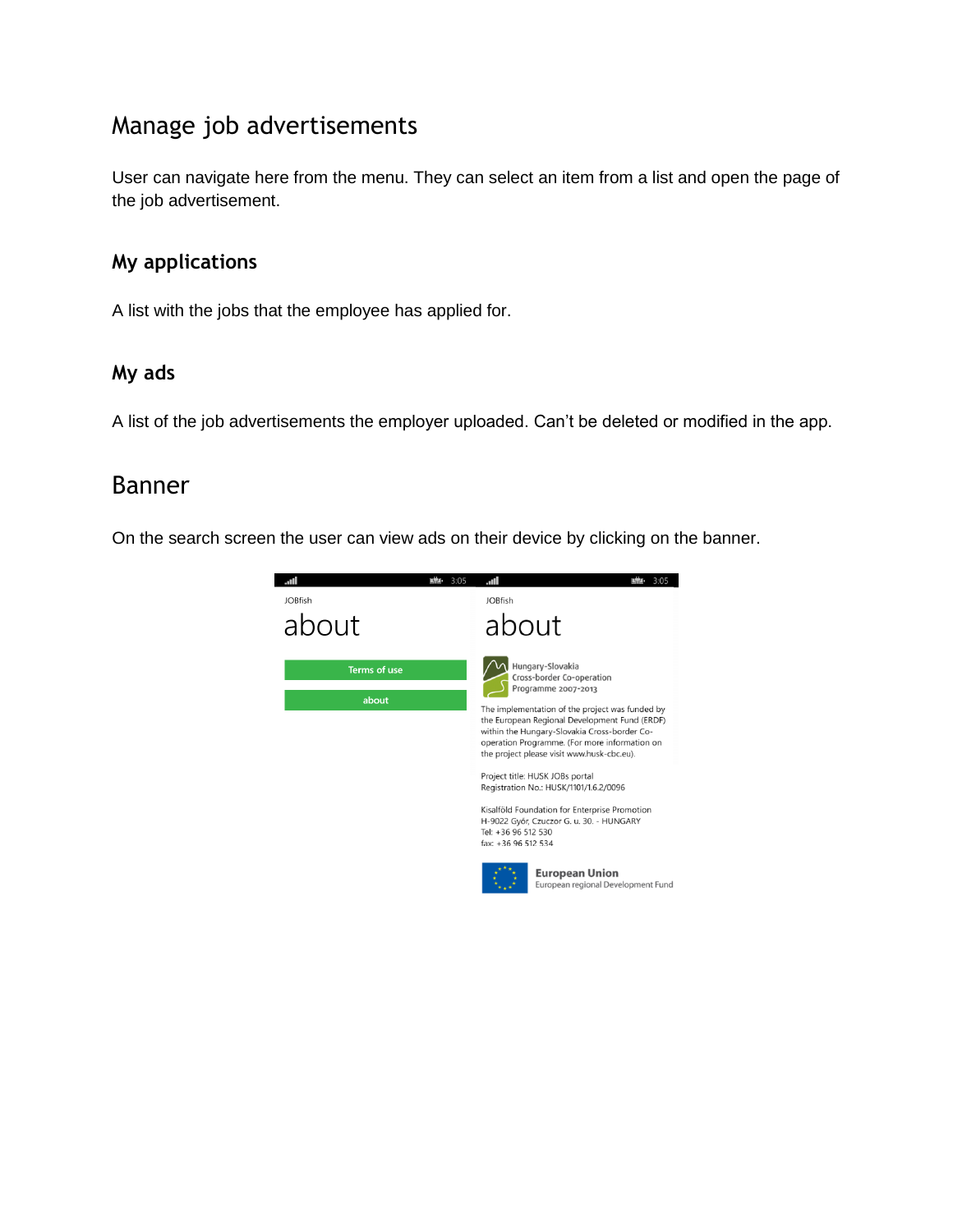# Manage job advertisements

User can navigate here from the menu. They can select an item from a list and open the page of the job advertisement.

## My applications

A list with the jobs that the employee has applied for.

## My ads

A list of the job advertisements the employer uploaded. Can't be deleted or modified in the app.

# Banner

On the search screen the user can view ads on their device by clicking on the banner.

JOBfish

about

Terms of use

about

JOBfish

about

Hungary-Slovakia Cross-border Co-operation Programme 2007-2013

The implementation of the project was funded by the European Regional Development Fund (ERDF) within the Hungary-Slovakia Cross-border Co-operation Programme. (For more information on the project please visit www.husk-cbc.eu).

Project title: HUSK JOBs portal
Registration No.: HUSK/1101/1.6.2/0096

Kisalföld Foundation for Enterprise Promotion
H-9022 Győr, Czuczor G. u. 30. - HUNGARY
Tel: +36 96 512 530
fax: +36 96 512 534

European Union
European regional Development Fund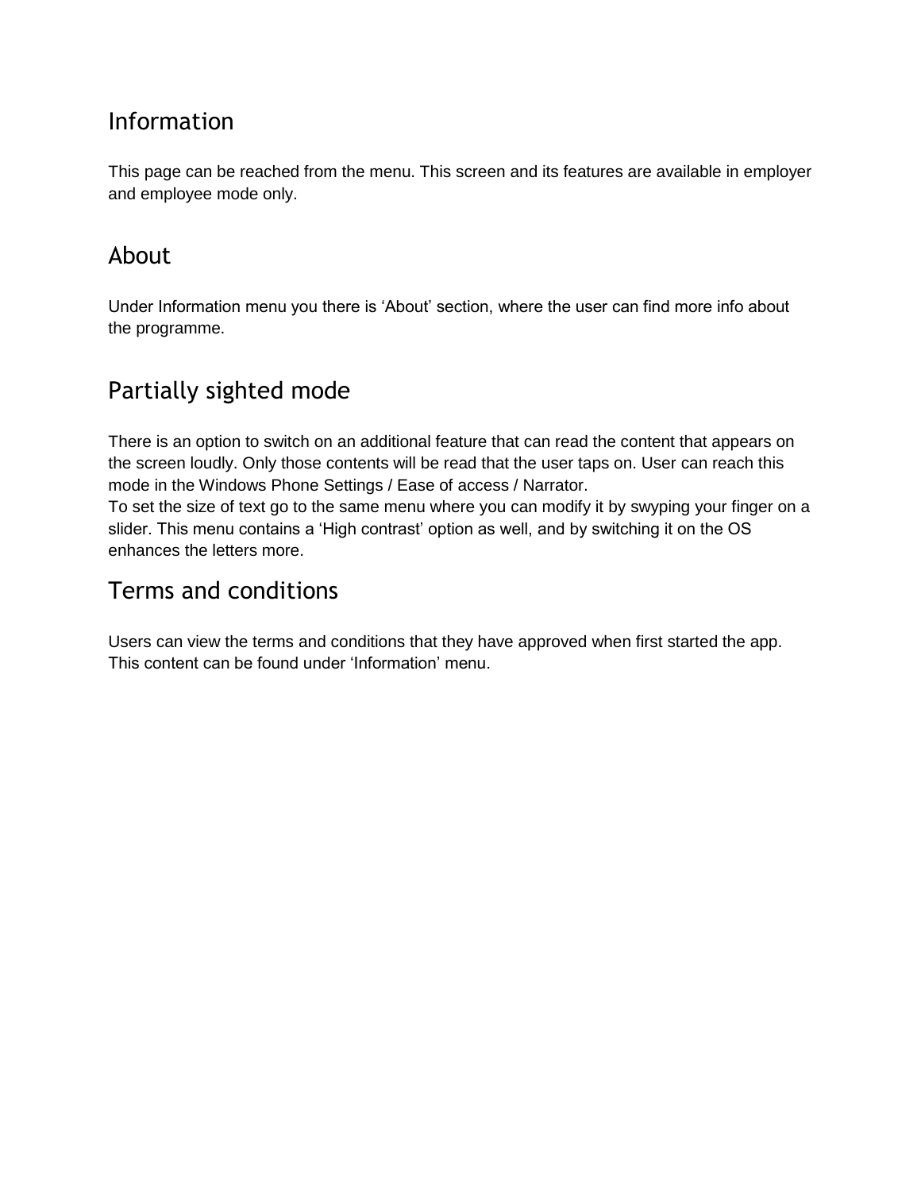## Information

This page can be reached from the menu. This screen and its features are available in employer and employee mode only.

## About

Under Information menu you there is ‘About’ section, where the user can find more info about the programme.

## Partially sighted mode

There is an option to switch on an additional feature that can read the content that appears on the screen loudly. Only those contents will be read that the user taps on. User can reach this mode in the Windows Phone Settings / Ease of access / Narrator.
To set the size of text go to the same menu where you can modify it by swyping your finger on a slider. This menu contains a ‘High contrast’ option as well, and by switching it on the OS enhances the letters more.

## Terms and conditions

Users can view the terms and conditions that they have approved when first started the app. This content can be found under ‘Information’ menu.